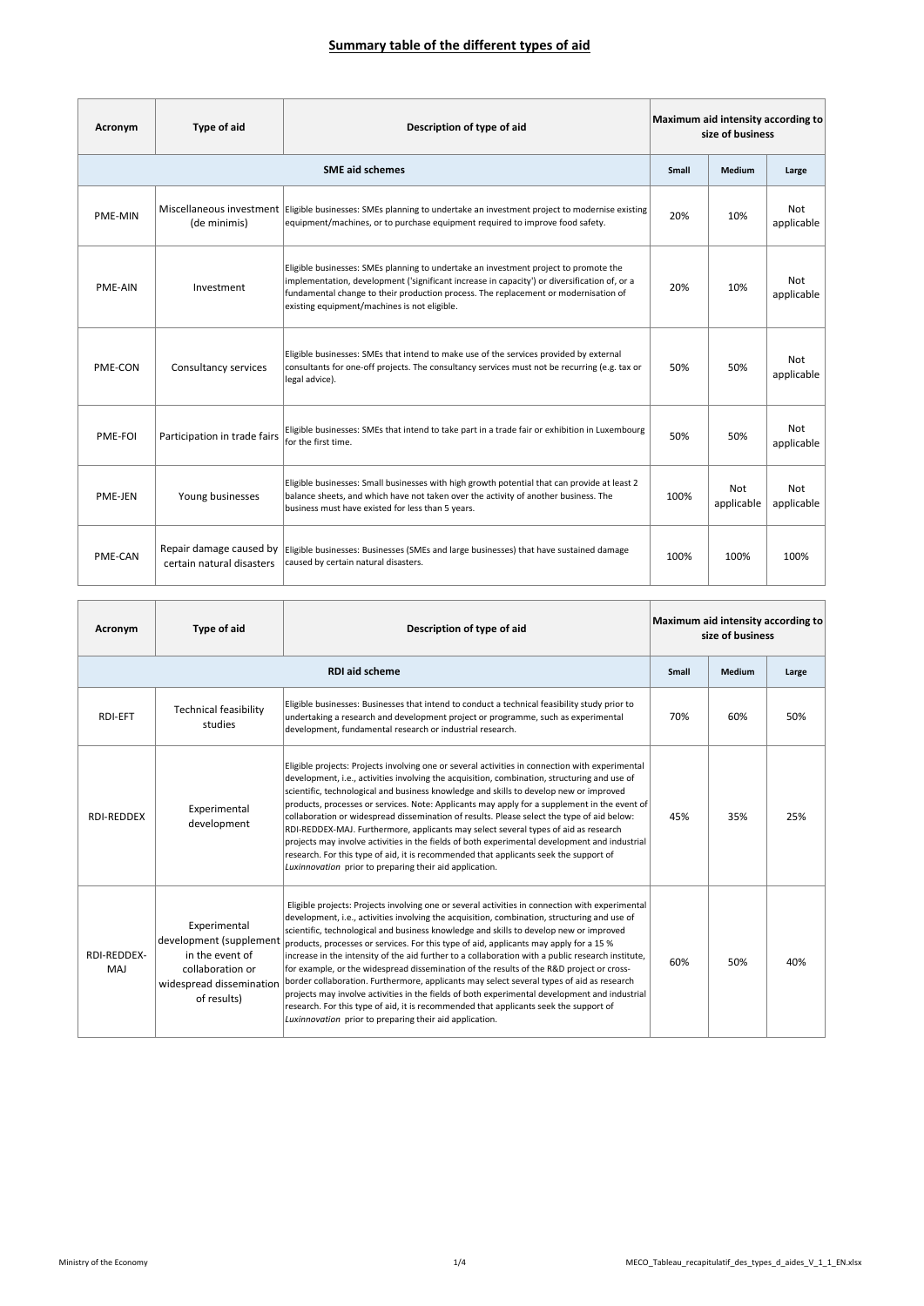# Summary table of the different types of aid

| Acronym | Type of aid | Description of type of aid | Maximum aid intensity according to size of business | | |
|---|---|---|---|---|---|
| **SME aid schemes** | | | **Small** | **Medium** | **Large** |
| PME-MIN | Miscellaneous investment (de minimis) | Eligible businesses: SMEs planning to undertake an investment project to modernise existing equipment/machines, or to purchase equipment required to improve food safety. | 20% | 10% | Not applicable |
| PME-AIN | Investment | Eligible businesses: SMEs planning to undertake an investment project to promote the implementation, development ('significant increase in capacity') or diversification of, or a fundamental change to their production process. The replacement or modernisation of existing equipment/machines is not eligible. | 20% | 10% | Not applicable |
| PME-CON | Consultancy services | Eligible businesses: SMEs that intend to make use of the services provided by external consultants for one-off projects. The consultancy services must not be recurring (e.g. tax or legal advice). | 50% | 50% | Not applicable |
| PME-FOI | Participation in trade fairs | Eligible businesses: SMEs that intend to take part in a trade fair or exhibition in Luxembourg for the first time. | 50% | 50% | Not applicable |
| PME-JEN | Young businesses | Eligible businesses: Small businesses with high growth potential that can provide at least 2 balance sheets, and which have not taken over the activity of another business. The business must have existed for less than 5 years. | 100% | Not applicable | Not applicable |
| PME-CAN | Repair damage caused by certain natural disasters | Eligible businesses: Businesses (SMEs and large businesses) that have sustained damage caused by certain natural disasters. | 100% | 100% | 100% |

| Acronym | Type of aid | Description of type of aid | Maximum aid intensity according to size of business | | |
|---|---|---|---|---|---|
| **RDI aid scheme** | | | **Small** | **Medium** | **Large** |
| RDI-EFT | Technical feasibility studies | Eligible businesses: Businesses that intend to conduct a technical feasibility study prior to undertaking a research and development project or programme, such as experimental development, fundamental research or industrial research. | 70% | 60% | 50% |
| RDI-REDDEX | Experimental development | Eligible projects: Projects involving one or several activities in connection with experimental development, i.e., activities involving the acquisition, combination, structuring and use of scientific, technological and business knowledge and skills to develop new or improved products, processes or services. Note: Applicants may apply for a supplement in the event of collaboration or widespread dissemination of results. Please select the type of aid below: RDI-REDDEX-MAJ. Furthermore, applicants may select several types of aid as research projects may involve activities in the fields of both experimental development and industrial research. For this type of aid, it is recommended that applicants seek the support of *Luxinnovation* prior to preparing their aid application. | 45% | 35% | 25% |
| RDI-REDDEX-MAJ | Experimental development (supplement in the event of collaboration or widespread dissemination of results) | Eligible projects: Projects involving one or several activities in connection with experimental development, i.e., activities involving the acquisition, combination, structuring and use of scientific, technological and business knowledge and skills to develop new or improved products, processes or services. For this type of aid, applicants may apply for a 15 % increase in the intensity of the aid further to a collaboration with a public research institute, for example, or the widespread dissemination of the results of the R&D project or cross-border collaboration. Furthermore, applicants may select several types of aid as research projects may involve activities in the fields of both experimental development and industrial research. For this type of aid, it is recommended that applicants seek the support of *Luxinnovation* prior to preparing their aid application. | 60% | 50% | 40% |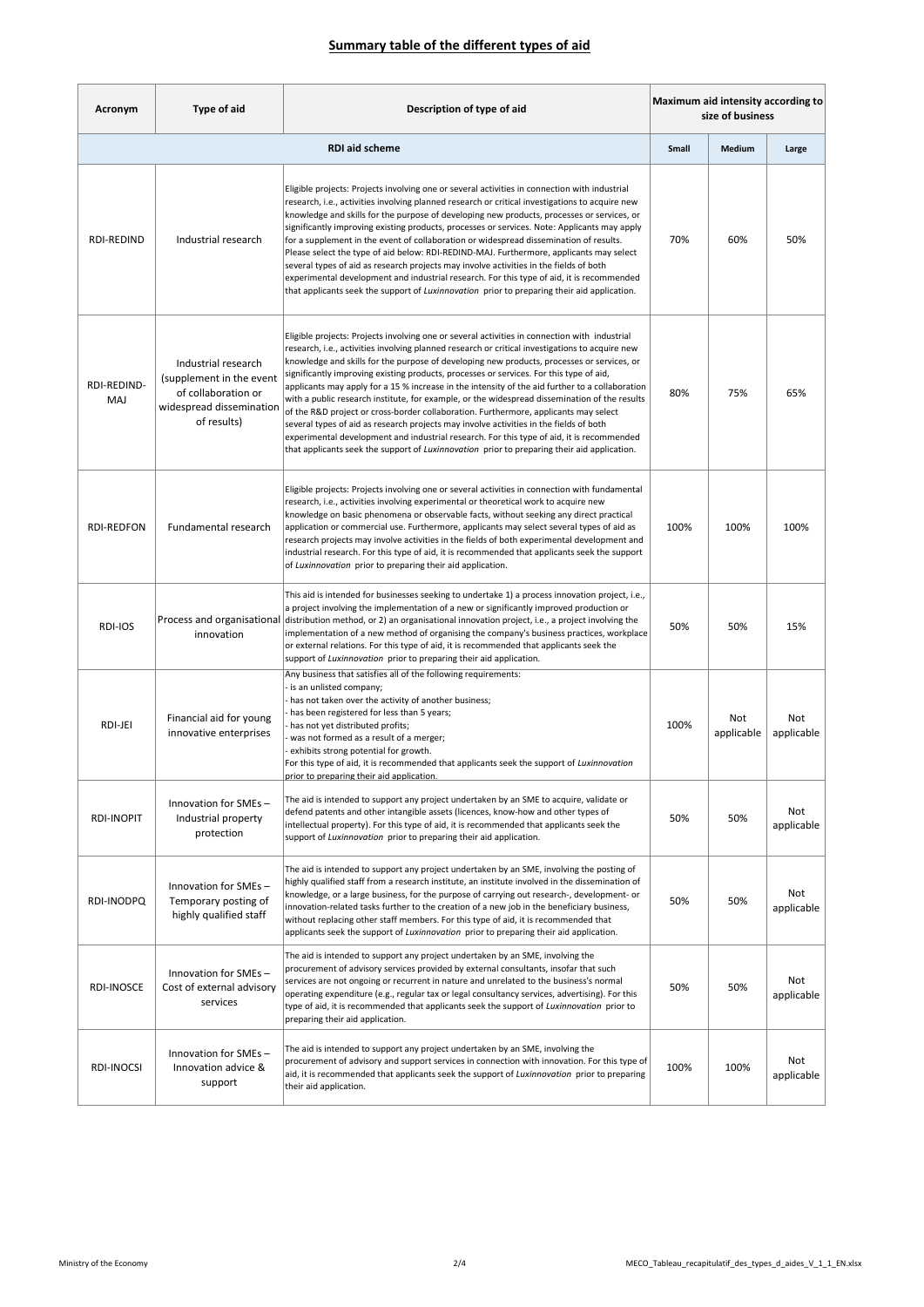## Summary table of the different types of aid

| Acronym | Type of aid | Description of type of aid | Maximum aid intensity according to size of business | | |
|---|---|---|---|---|---|
| RDI aid scheme | | | Small | Medium | Large |
| RDI-REDIND | Industrial research | Eligible projects: Projects involving one or several activities in connection with industrial research, i.e., activities involving planned research or critical investigations to acquire new knowledge and skills for the purpose of developing new products, processes or services, or significantly improving existing products, processes or services. Note: Applicants may apply for a supplement in the event of collaboration or widespread dissemination of results. Please select the type of aid below: RDI-REDIND-MAJ. Furthermore, applicants may select several types of aid as research projects may involve activities in the fields of both experimental development and industrial research. For this type of aid, it is recommended that applicants seek the support of *Luxinnovation* prior to preparing their aid application. | 70% | 60% | 50% |
| RDI-REDIND-MAJ | Industrial research (supplement in the event of collaboration or widespread dissemination of results) | Eligible projects: Projects involving one or several activities in connection with industrial research, i.e., activities involving planned research or critical investigations to acquire new knowledge and skills for the purpose of developing new products, processes or services, or significantly improving existing products, processes or services. For this type of aid, applicants may apply for a 15 % increase in the intensity of the aid further to a collaboration with a public research institute, for example, or the widespread dissemination of the results of the R&D project or cross-border collaboration. Furthermore, applicants may select several types of aid as research projects may involve activities in the fields of both experimental development and industrial research. For this type of aid, it is recommended that applicants seek the support of *Luxinnovation* prior to preparing their aid application. | 80% | 75% | 65% |
| RDI-REDFON | Fundamental research | Eligible projects: Projects involving one or several activities in connection with fundamental research, i.e., activities involving experimental or theoretical work to acquire new knowledge on basic phenomena or observable facts, without seeking any direct practical application or commercial use. Furthermore, applicants may select several types of aid as research projects may involve activities in the fields of both experimental development and industrial research. For this type of aid, it is recommended that applicants seek the support of *Luxinnovation* prior to preparing their aid application. | 100% | 100% | 100% |
| RDI-IOS | Process and organisational innovation | This aid is intended for businesses seeking to undertake 1) a process innovation project, i.e., a project involving the implementation of a new or significantly improved production or distribution method, or 2) an organisational innovation project, i.e., a project involving the implementation of a new method of organising the company's business practices, workplace or external relations. For this type of aid, it is recommended that applicants seek the support of *Luxinnovation* prior to preparing their aid application. | 50% | 50% | 15% |
| RDI-JEI | Financial aid for young innovative enterprises | Any business that satisfies all of the following requirements:<br>- is an unlisted company;<br>- has not taken over the activity of another business;<br>- has been registered for less than 5 years;<br>- has not yet distributed profits;<br>- was not formed as a result of a merger;<br>- exhibits strong potential for growth.<br>For this type of aid, it is recommended that applicants seek the support of *Luxinnovation* prior to preparing their aid application. | 100% | Not applicable | Not applicable |
| RDI-INOPIT | Innovation for SMEs – Industrial property protection | The aid is intended to support any project undertaken by an SME to acquire, validate or defend patents and other intangible assets (licences, know-how and other types of intellectual property). For this type of aid, it is recommended that applicants seek the support of *Luxinnovation* prior to preparing their aid application. | 50% | 50% | Not applicable |
| RDI-INODPQ | Innovation for SMEs – Temporary posting of highly qualified staff | The aid is intended to support any project undertaken by an SME, involving the posting of highly qualified staff from a research institute, an institute involved in the dissemination of knowledge, or a large business, for the purpose of carrying out research-, development- or innovation-related tasks further to the creation of a new job in the beneficiary business, without replacing other staff members. For this type of aid, it is recommended that applicants seek the support of *Luxinnovation* prior to preparing their aid application. | 50% | 50% | Not applicable |
| RDI-INOSCE | Innovation for SMEs – Cost of external advisory services | The aid is intended to support any project undertaken by an SME, involving the procurement of advisory services provided by external consultants, insofar that such services are not ongoing or recurrent in nature and unrelated to the business's normal operating expenditure (e.g., regular tax or legal consultancy services, advertising). For this type of aid, it is recommended that applicants seek the support of *Luxinnovation* prior to preparing their aid application. | 50% | 50% | Not applicable |
| RDI-INOCSI | Innovation for SMEs – Innovation advice & support | The aid is intended to support any project undertaken by an SME, involving the procurement of advisory and support services in connection with innovation. For this type of aid, it is recommended that applicants seek the support of *Luxinnovation* prior to preparing their aid application. | 100% | 100% | Not applicable |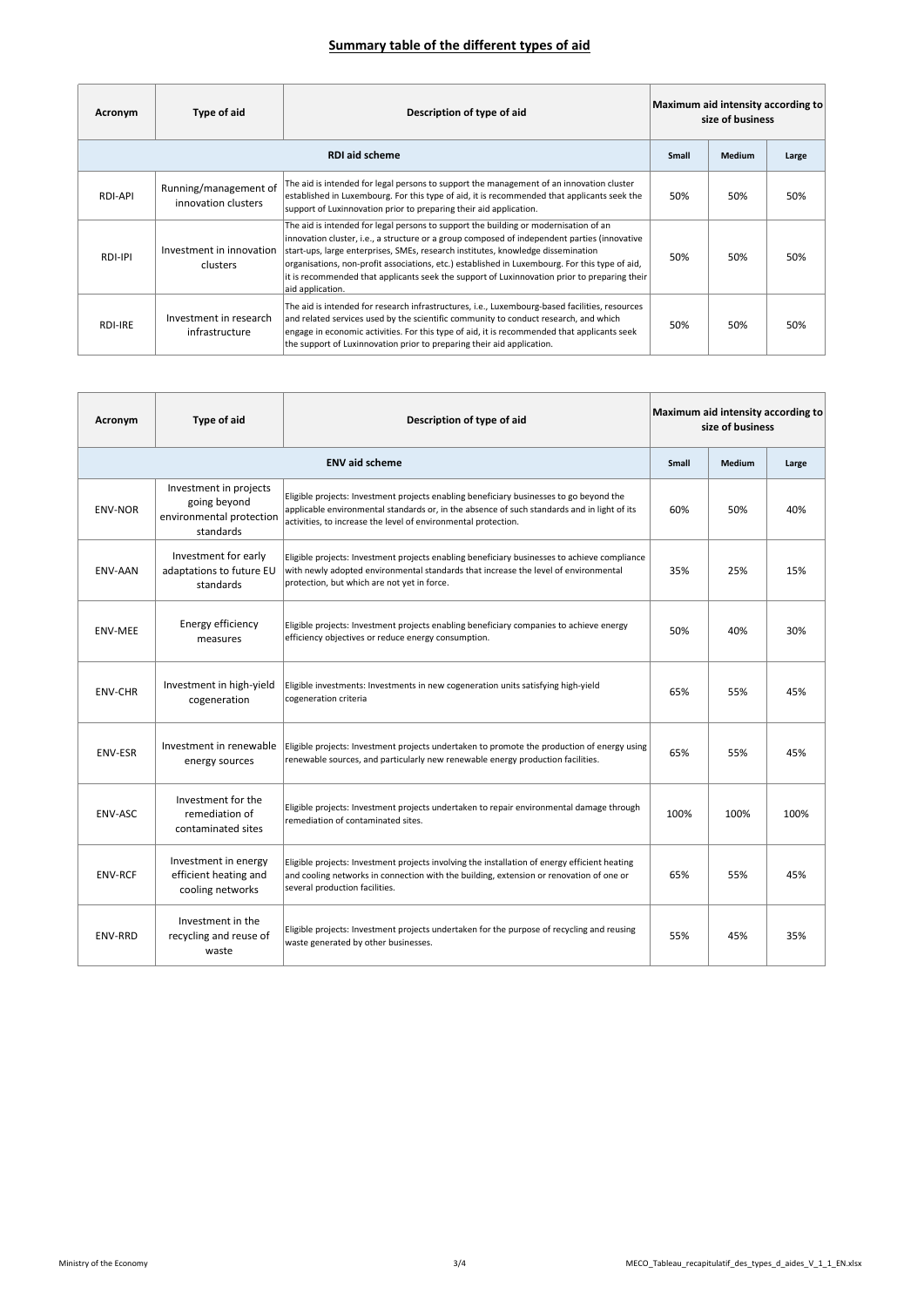## Summary table of the different types of aid

| Acronym | Type of aid | Description of type of aid | Maximum aid intensity according to size of business | | |
|---|---|---|---|---|---|
| RDI aid scheme | | | Small | Medium | Large |
| RDI-API | Running/management of innovation clusters | The aid is intended for legal persons to support the management of an innovation cluster established in Luxembourg. For this type of aid, it is recommended that applicants seek the support of Luxinnovation prior to preparing their aid application. | 50% | 50% | 50% |
| RDI-IPI | Investment in innovation clusters | The aid is intended for legal persons to support the building or modernisation of an innovation cluster, i.e., a structure or a group composed of independent parties (innovative start-ups, large enterprises, SMEs, research institutes, knowledge dissemination organisations, non-profit associations, etc.) established in Luxembourg. For this type of aid, it is recommended that applicants seek the support of Luxinnovation prior to preparing their aid application. | 50% | 50% | 50% |
| RDI-IRE | Investment in research infrastructure | The aid is intended for research infrastructures, i.e., Luxembourg-based facilities, resources and related services used by the scientific community to conduct research, and which engage in economic activities. For this type of aid, it is recommended that applicants seek the support of Luxinnovation prior to preparing their aid application. | 50% | 50% | 50% |

| Acronym | Type of aid | Description of type of aid | Maximum aid intensity according to size of business | | |
|---|---|---|---|---|---|
| ENV aid scheme | | | Small | Medium | Large |
| ENV-NOR | Investment in projects going beyond environmental protection standards | Eligible projects: Investment projects enabling beneficiary businesses to go beyond the applicable environmental standards or, in the absence of such standards and in light of its activities, to increase the level of environmental protection. | 60% | 50% | 40% |
| ENV-AAN | Investment for early adaptations to future EU standards | Eligible projects: Investment projects enabling beneficiary businesses to achieve compliance with newly adopted environmental standards that increase the level of environmental protection, but which are not yet in force. | 35% | 25% | 15% |
| ENV-MEE | Energy efficiency measures | Eligible projects: Investment projects enabling beneficiary companies to achieve energy efficiency objectives or reduce energy consumption. | 50% | 40% | 30% |
| ENV-CHR | Investment in high-yield cogeneration | Eligible investments: Investments in new cogeneration units satisfying high-yield cogeneration criteria | 65% | 55% | 45% |
| ENV-ESR | Investment in renewable energy sources | Eligible projects: Investment projects undertaken to promote the production of energy using renewable sources, and particularly new renewable energy production facilities. | 65% | 55% | 45% |
| ENV-ASC | Investment for the remediation of contaminated sites | Eligible projects: Investment projects undertaken to repair environmental damage through remediation of contaminated sites. | 100% | 100% | 100% |
| ENV-RCF | Investment in energy efficient heating and cooling networks | Eligible projects: Investment projects involving the installation of energy efficient heating and cooling networks in connection with the building, extension or renovation of one or several production facilities. | 65% | 55% | 45% |
| ENV-RRD | Investment in the recycling and reuse of waste | Eligible projects: Investment projects undertaken for the purpose of recycling and reusing waste generated by other businesses. | 55% | 45% | 35% |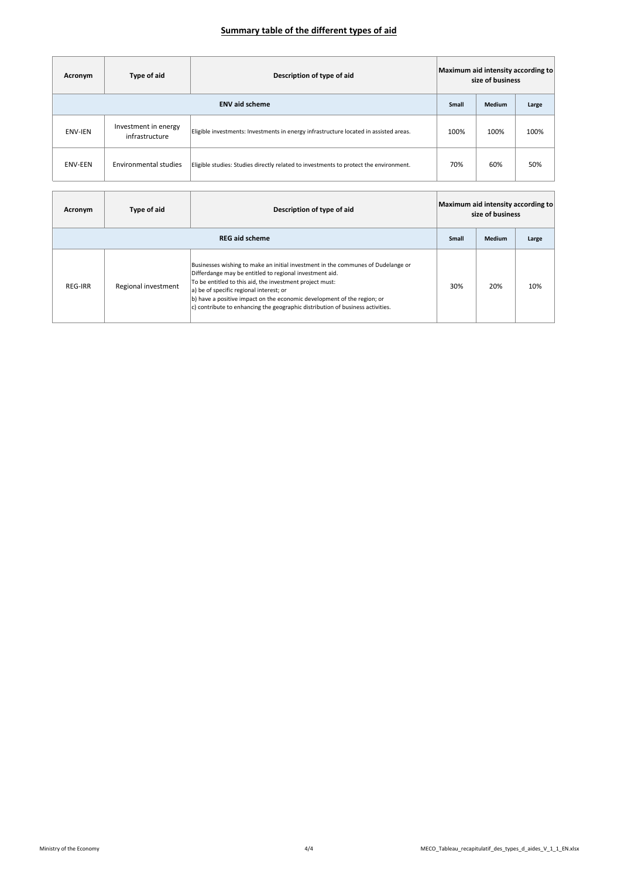## Summary table of the different types of aid

| Acronym | Type of aid | Description of type of aid | Maximum aid intensity according to size of business | | |
|---|---|---|---|---|---|
| ENV aid scheme | | | Small | Medium | Large |
| ENV-IEN | Investment in energy infrastructure | Eligible investments: Investments in energy infrastructure located in assisted areas. | 100% | 100% | 100% |
| ENV-EEN | Environmental studies | Eligible studies: Studies directly related to investments to protect the environment. | 70% | 60% | 50% |

| Acronym | Type of aid | Description of type of aid | Maximum aid intensity according to size of business | | |
|---|---|---|---|---|---|
| REG aid scheme | | | Small | Medium | Large |
| REG-IRR | Regional investment | Businesses wishing to make an initial investment in the communes of Dudelange or Differdange may be entitled to regional investment aid.<br>To be entitled to this aid, the investment project must:<br>a) be of specific regional interest; or<br>b) have a positive impact on the economic development of the region; or<br>c) contribute to enhancing the geographic distribution of business activities. | 30% | 20% | 10% |